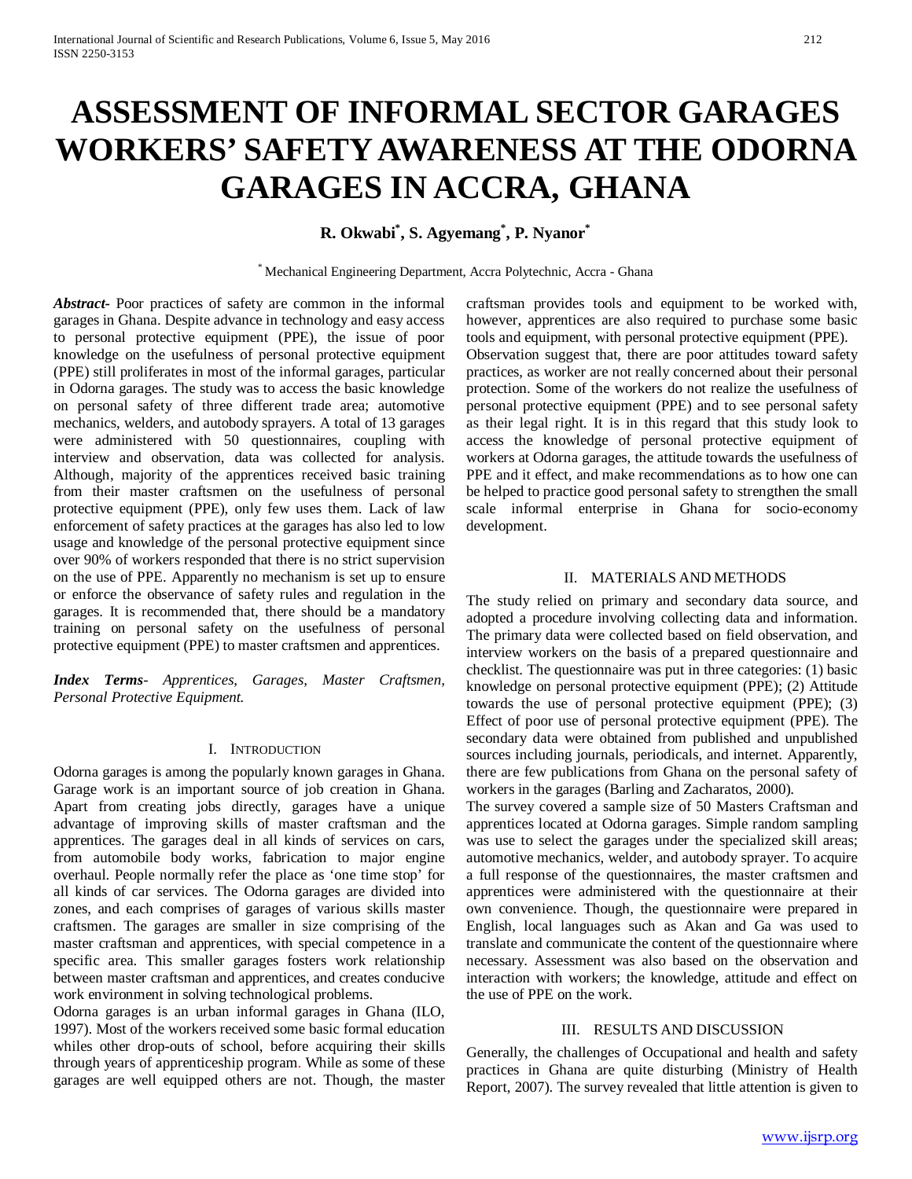# ASSESSMENT OF INFORMAL SECTOR GARAGES WORKERS' SAFETY AWARENESS AT THE ODORNA GARAGES IN ACCRA, GHANA

**R. Okwabi[*], S. Agyemang[*], P. Nyanor[*]**

[*] Mechanical Engineering Department, Accra Polytechnic, Accra - Ghana

***Abstract-*** Poor practices of safety are common in the informal garages in Ghana. Despite advance in technology and easy access to personal protective equipment (PPE), the issue of poor knowledge on the usefulness of personal protective equipment (PPE) still proliferates in most of the informal garages, particular in Odorna garages. The study was to access the basic knowledge on personal safety of three different trade area; automotive mechanics, welders, and autobody sprayers. A total of 13 garages were administered with 50 questionnaires, coupling with interview and observation, data was collected for analysis. Although, majority of the apprentices received basic training from their master craftsmen on the usefulness of personal protective equipment (PPE), only few uses them. Lack of law enforcement of safety practices at the garages has also led to low usage and knowledge of the personal protective equipment since over 90% of workers responded that there is no strict supervision on the use of PPE. Apparently no mechanism is set up to ensure or enforce the observance of safety rules and regulation in the garages. It is recommended that, there should be a mandatory training on personal safety on the usefulness of personal protective equipment (PPE) to master craftsmen and apprentices.

***Index Terms-*** *Apprentices, Garages, Master Craftsmen, Personal Protective Equipment.*

## I. Introduction

Odorna garages is among the popularly known garages in Ghana. Garage work is an important source of job creation in Ghana. Apart from creating jobs directly, garages have a unique advantage of improving skills of master craftsman and the apprentices. The garages deal in all kinds of services on cars, from automobile body works, fabrication to major engine overhaul. People normally refer the place as 'one time stop' for all kinds of car services. The Odorna garages are divided into zones, and each comprises of garages of various skills master craftsmen. The garages are smaller in size comprising of the master craftsman and apprentices, with special competence in a specific area. This smaller garages fosters work relationship between master craftsman and apprentices, and creates conducive work environment in solving technological problems.

Odorna garages is an urban informal garages in Ghana (ILO, 1997). Most of the workers received some basic formal education whiles other drop-outs of school, before acquiring their skills through years of apprenticeship program. While as some of these garages are well equipped others are not. Though, the master craftsman provides tools and equipment to be worked with, however, apprentices are also required to purchase some basic tools and equipment, with personal protective equipment (PPE).

Observation suggest that, there are poor attitudes toward safety practices, as worker are not really concerned about their personal protection. Some of the workers do not realize the usefulness of personal protective equipment (PPE) and to see personal safety as their legal right. It is in this regard that this study look to access the knowledge of personal protective equipment of workers at Odorna garages, the attitude towards the usefulness of PPE and it effect, and make recommendations as to how one can be helped to practice good personal safety to strengthen the small scale informal enterprise in Ghana for socio-economy development.

## II. Materials and Methods

The study relied on primary and secondary data source, and adopted a procedure involving collecting data and information. The primary data were collected based on field observation, and interview workers on the basis of a prepared questionnaire and checklist. The questionnaire was put in three categories: (1) basic knowledge on personal protective equipment (PPE); (2) Attitude towards the use of personal protective equipment (PPE); (3) Effect of poor use of personal protective equipment (PPE). The secondary data were obtained from published and unpublished sources including journals, periodicals, and internet. Apparently, there are few publications from Ghana on the personal safety of workers in the garages (Barling and Zacharatos, 2000).

The survey covered a sample size of 50 Masters Craftsman and apprentices located at Odorna garages. Simple random sampling was use to select the garages under the specialized skill areas; automotive mechanics, welder, and autobody sprayer. To acquire a full response of the questionnaires, the master craftsmen and apprentices were administered with the questionnaire at their own convenience. Though, the questionnaire were prepared in English, local languages such as Akan and Ga was used to translate and communicate the content of the questionnaire where necessary. Assessment was also based on the observation and interaction with workers; the knowledge, attitude and effect on the use of PPE on the work.

## III. Results and Discussion

Generally, the challenges of Occupational and health and safety practices in Ghana are quite disturbing (Ministry of Health Report, 2007). The survey revealed that little attention is given to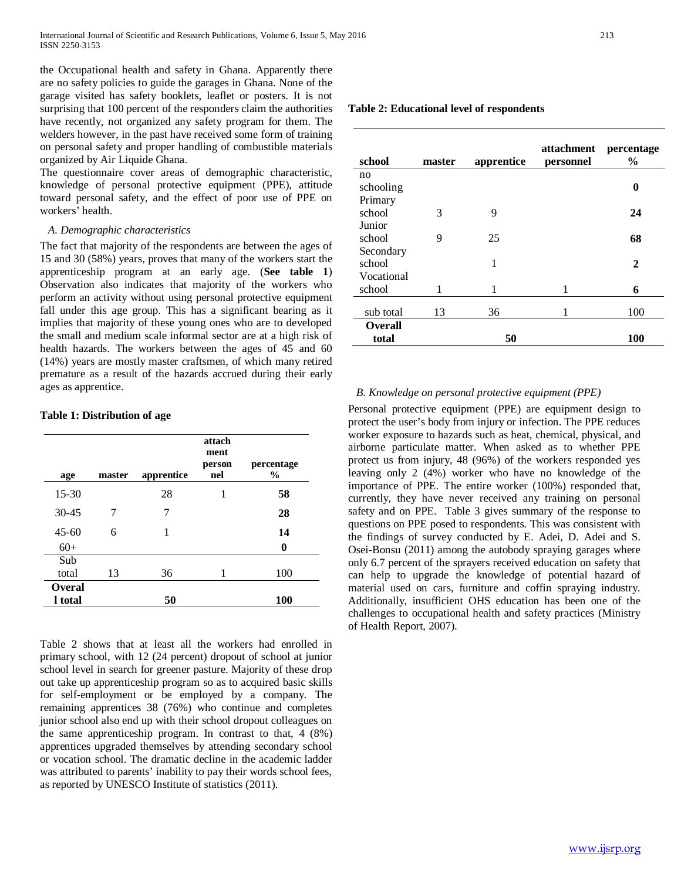the Occupational health and safety in Ghana. Apparently there are no safety policies to guide the garages in Ghana. None of the garage visited has safety booklets, leaflet or posters. It is not surprising that 100 percent of the responders claim the authorities have recently, not organized any safety program for them. The welders however, in the past have received some form of training on personal safety and proper handling of combustible materials organized by Air Liquide Ghana.

The questionnaire cover areas of demographic characteristic, knowledge of personal protective equipment (PPE), attitude toward personal safety, and the effect of poor use of PPE on workers' health.

### *A. Demographic characteristics*

The fact that majority of the respondents are between the ages of 15 and 30 (58%) years, proves that many of the workers start the apprenticeship program at an early age. (**See table 1**) Observation also indicates that majority of the workers who perform an activity without using personal protective equipment fall under this age group. This has a significant bearing as it implies that majority of these young ones who are to developed the small and medium scale informal sector are at a high risk of health hazards. The workers between the ages of 45 and 60 (14%) years are mostly master craftsmen, of which many retired premature as a result of the hazards accrued during their early ages as apprentice.

**Table 1: Distribution of age**

| age | master | apprentice | attachment personnel | percentage % |
|---|---|---|---|---|
| 15-30 | | 28 | 1 | **58** |
| 30-45 | 7 | 7 | | **28** |
| 45-60 | 6 | 1 | | **14** |
| 60+ | | | | **0** |
| Sub total | 13 | 36 | 1 | 100 |
| **Overall total** | | **50** | | **100** |

Table 2 shows that at least all the workers had enrolled in primary school, with 12 (24 percent) dropout of school at junior school level in search for greener pasture. Majority of these drop out take up apprenticeship program so as to acquired basic skills for self-employment or be employed by a company. The remaining apprentices 38 (76%) who continue and completes junior school also end up with their school dropout colleagues on the same apprenticeship program. In contrast to that, 4 (8%) apprentices upgraded themselves by attending secondary school or vocation school. The dramatic decline in the academic ladder was attributed to parents' inability to pay their words school fees, as reported by UNESCO Institute of statistics (2011).

**Table 2: Educational level of respondents**

| school | master | apprentice | attachment personnel | percentage % |
|---|---|---|---|---|
| no schooling | | | | **0** |
| Primary school | 3 | 9 | | **24** |
| Junior school | 9 | 25 | | **68** |
| Secondary school | | 1 | | **2** |
| Vocational school | 1 | 1 | 1 | **6** |
| sub total | 13 | 36 | 1 | 100 |
| **Overall total** | | **50** | | **100** |

### *B. Knowledge on personal protective equipment (PPE)*

Personal protective equipment (PPE) are equipment design to protect the user's body from injury or infection. The PPE reduces worker exposure to hazards such as heat, chemical, physical, and airborne particulate matter. When asked as to whether PPE protect us from injury, 48 (96%) of the workers responded yes leaving only 2 (4%) worker who have no knowledge of the importance of PPE. The entire worker (100%) responded that, currently, they have never received any training on personal safety and on PPE. Table 3 gives summary of the response to questions on PPE posed to respondents. This was consistent with the findings of survey conducted by E. Adei, D. Adei and S. Osei-Bonsu (2011) among the autobody spraying garages where only 6.7 percent of the sprayers received education on safety that can help to upgrade the knowledge of potential hazard of material used on cars, furniture and coffin spraying industry. Additionally, insufficient OHS education has been one of the challenges to occupational health and safety practices (Ministry of Health Report, 2007).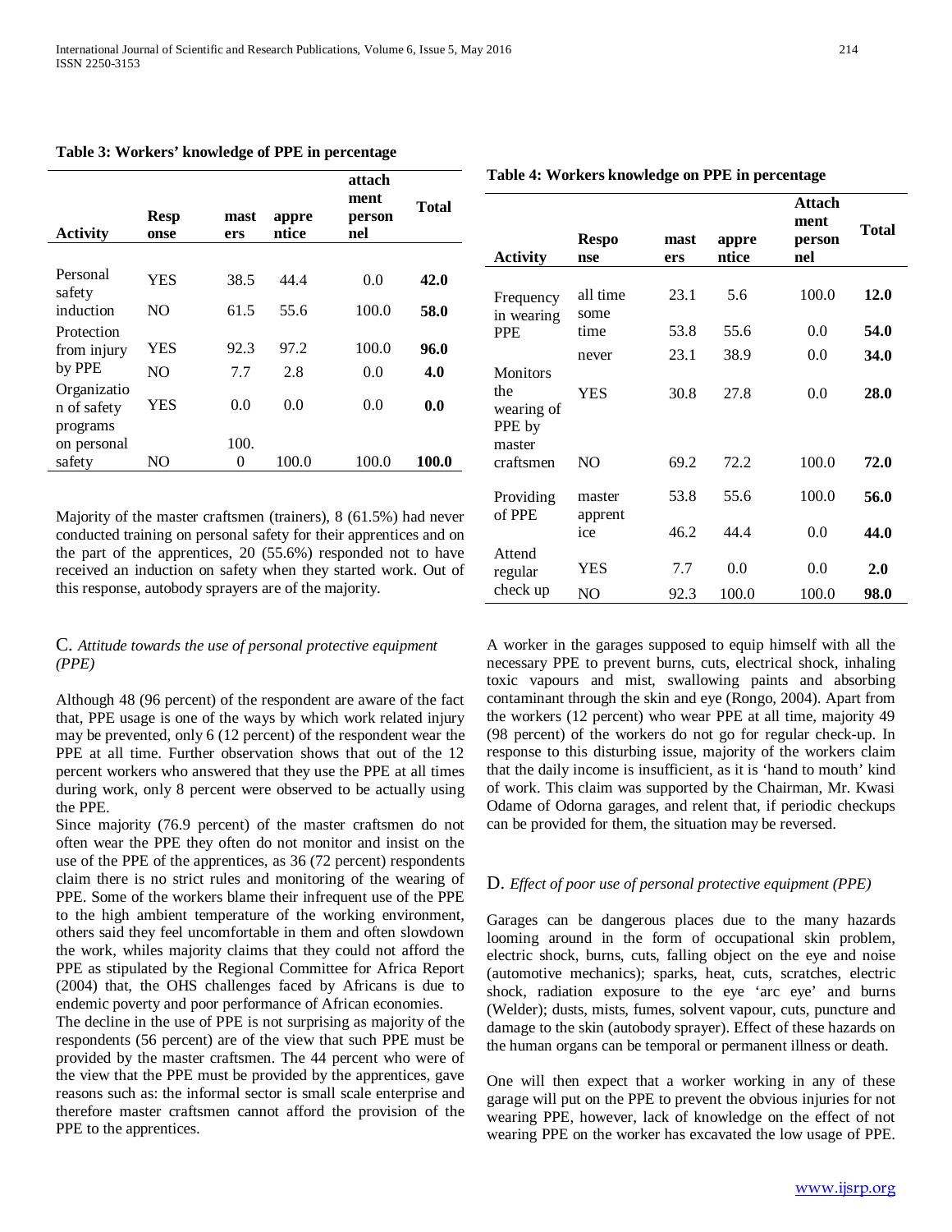**Table 3: Workers' knowledge of PPE in percentage**

| Activity | Response | masters | apprentice | attachment personnel | Total |
|---|---|---|---|---|---|
| Personal safety induction | YES | 38.5 | 44.4 | 0.0 | **42.0** |
| | NO | 61.5 | 55.6 | 100.0 | **58.0** |
| Protection from injury by PPE | YES | 92.3 | 97.2 | 100.0 | **96.0** |
| | NO | 7.7 | 2.8 | 0.0 | **4.0** |
| Organization of safety programs on personal safety | YES | 0.0 | 0.0 | 0.0 | **0.0** |
| | NO | 100.0 | 100.0 | 100.0 | **100.0** |

Majority of the master craftsmen (trainers), 8 (61.5%) had never conducted training on personal safety for their apprentices and on the part of the apprentices, 20 (55.6%) responded not to have received an induction on safety when they started work. Out of this response, autobody sprayers are of the majority.

## C. *Attitude towards the use of personal protective equipment (PPE)*

Although 48 (96 percent) of the respondent are aware of the fact that, PPE usage is one of the ways by which work related injury may be prevented, only 6 (12 percent) of the respondent wear the PPE at all time. Further observation shows that out of the 12 percent workers who answered that they use the PPE at all times during work, only 8 percent were observed to be actually using the PPE.

Since majority (76.9 percent) of the master craftsmen do not often wear the PPE they often do not monitor and insist on the use of the PPE of the apprentices, as 36 (72 percent) respondents claim there is no strict rules and monitoring of the wearing of PPE. Some of the workers blame their infrequent use of the PPE to the high ambient temperature of the working environment, others said they feel uncomfortable in them and often slowdown the work, whiles majority claims that they could not afford the PPE as stipulated by the Regional Committee for Africa Report (2004) that, the OHS challenges faced by Africans is due to endemic poverty and poor performance of African economies.

The decline in the use of PPE is not surprising as majority of the respondents (56 percent) are of the view that such PPE must be provided by the master craftsmen. The 44 percent who were of the view that the PPE must be provided by the apprentices, gave reasons such as: the informal sector is small scale enterprise and therefore master craftsmen cannot afford the provision of the PPE to the apprentices.

**Table 4: Workers knowledge on PPE in percentage**

| Activity | Response | masters | apprentice | Attachment personnel | Total |
|---|---|---|---|---|---|
| Frequency in wearing PPE | all time | 23.1 | 5.6 | 100.0 | **12.0** |
| | some time | 53.8 | 55.6 | 0.0 | **54.0** |
| | never | 23.1 | 38.9 | 0.0 | **34.0** |
| Monitors the wearing of PPE by master craftsmen | YES | 30.8 | 27.8 | 0.0 | **28.0** |
| | NO | 69.2 | 72.2 | 100.0 | **72.0** |
| Providing of PPE | master | 53.8 | 55.6 | 100.0 | **56.0** |
| | apprentice | 46.2 | 44.4 | 0.0 | **44.0** |
| Attend regular check up | YES | 7.7 | 0.0 | 0.0 | **2.0** |
| | NO | 92.3 | 100.0 | 100.0 | **98.0** |

A worker in the garages supposed to equip himself with all the necessary PPE to prevent burns, cuts, electrical shock, inhaling toxic vapours and mist, swallowing paints and absorbing contaminant through the skin and eye (Rongo, 2004). Apart from the workers (12 percent) who wear PPE at all time, majority 49 (98 percent) of the workers do not go for regular check-up. In response to this disturbing issue, majority of the workers claim that the daily income is insufficient, as it is 'hand to mouth' kind of work. This claim was supported by the Chairman, Mr. Kwasi Odame of Odorna garages, and relent that, if periodic checkups can be provided for them, the situation may be reversed.

## D. *Effect of poor use of personal protective equipment (PPE)*

Garages can be dangerous places due to the many hazards looming around in the form of occupational skin problem, electric shock, burns, cuts, falling object on the eye and noise (automotive mechanics); sparks, heat, cuts, scratches, electric shock, radiation exposure to the eye 'arc eye' and burns (Welder); dusts, mists, fumes, solvent vapour, cuts, puncture and damage to the skin (autobody sprayer). Effect of these hazards on the human organs can be temporal or permanent illness or death.

One will then expect that a worker working in any of these garage will put on the PPE to prevent the obvious injuries for not wearing PPE, however, lack of knowledge on the effect of not wearing PPE on the worker has excavated the low usage of PPE.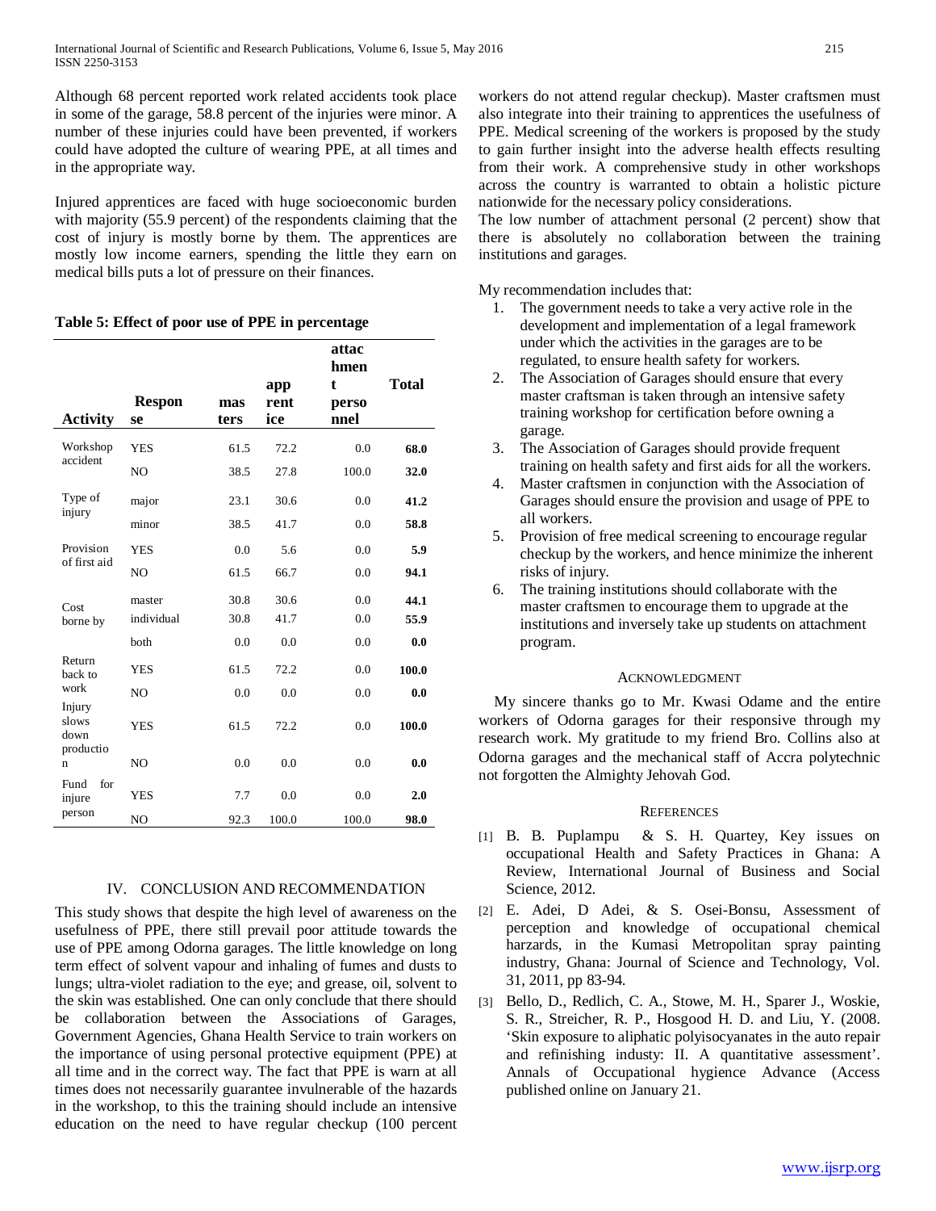Although 68 percent reported work related accidents took place in some of the garage, 58.8 percent of the injuries were minor. A number of these injuries could have been prevented, if workers could have adopted the culture of wearing PPE, at all times and in the appropriate way.

Injured apprentices are faced with huge socioeconomic burden with majority (55.9 percent) of the respondents claiming that the cost of injury is mostly borne by them. The apprentices are mostly low income earners, spending the little they earn on medical bills puts a lot of pressure on their finances.

**Table 5: Effect of poor use of PPE in percentage**

| Activity | Response | masters | apprentice | attachment personnel | Total |
|---|---|---|---|---|---|
| Workshop accident | YES | 61.5 | 72.2 | 0.0 | **68.0** |
| | NO | 38.5 | 27.8 | 100.0 | **32.0** |
| Type of injury | major | 23.1 | 30.6 | 0.0 | **41.2** |
| | minor | 38.5 | 41.7 | 0.0 | **58.8** |
| Provision of first aid | YES | 0.0 | 5.6 | 0.0 | **5.9** |
| | NO | 61.5 | 66.7 | 0.0 | **94.1** |
| Cost borne by | master | 30.8 | 30.6 | 0.0 | **44.1** |
| | individual | 30.8 | 41.7 | 0.0 | **55.9** |
| | both | 0.0 | 0.0 | 0.0 | **0.0** |
| Return back to work | YES | 61.5 | 72.2 | 0.0 | **100.0** |
| | NO | 0.0 | 0.0 | 0.0 | **0.0** |
| Injury slows down production | YES | 61.5 | 72.2 | 0.0 | **100.0** |
| | NO | 0.0 | 0.0 | 0.0 | **0.0** |
| Fund for injure person | YES | 7.7 | 0.0 | 0.0 | **2.0** |
| | NO | 92.3 | 100.0 | 100.0 | **98.0** |

## IV. CONCLUSION AND RECOMMENDATION

This study shows that despite the high level of awareness on the usefulness of PPE, there still prevail poor attitude towards the use of PPE among Odorna garages. The little knowledge on long term effect of solvent vapour and inhaling of fumes and dusts to lungs; ultra-violet radiation to the eye; and grease, oil, solvent to the skin was established. One can only conclude that there should be collaboration between the Associations of Garages, Government Agencies, Ghana Health Service to train workers on the importance of using personal protective equipment (PPE) at all time and in the correct way. The fact that PPE is warn at all times does not necessarily guarantee invulnerable of the hazards in the workshop, to this the training should include an intensive education on the need to have regular checkup (100 percent workers do not attend regular checkup). Master craftsmen must also integrate into their training to apprentices the usefulness of PPE. Medical screening of the workers is proposed by the study to gain further insight into the adverse health effects resulting from their work. A comprehensive study in other workshops across the country is warranted to obtain a holistic picture nationwide for the necessary policy considerations.

The low number of attachment personal (2 percent) show that there is absolutely no collaboration between the training institutions and garages.

My recommendation includes that:

1. The government needs to take a very active role in the development and implementation of a legal framework under which the activities in the garages are to be regulated, to ensure health safety for workers.
2. The Association of Garages should ensure that every master craftsman is taken through an intensive safety training workshop for certification before owning a garage.
3. The Association of Garages should provide frequent training on health safety and first aids for all the workers.
4. Master craftsmen in conjunction with the Association of Garages should ensure the provision and usage of PPE to all workers.
5. Provision of free medical screening to encourage regular checkup by the workers, and hence minimize the inherent risks of injury.
6. The training institutions should collaborate with the master craftsmen to encourage them to upgrade at the institutions and inversely take up students on attachment program.

## ACKNOWLEDGMENT

My sincere thanks go to Mr. Kwasi Odame and the entire workers of Odorna garages for their responsive through my research work. My gratitude to my friend Bro. Collins also at Odorna garages and the mechanical staff of Accra polytechnic not forgotten the Almighty Jehovah God.

## REFERENCES

[1] B. B. Puplampu & S. H. Quartey, Key issues on occupational Health and Safety Practices in Ghana: A Review, International Journal of Business and Social Science, 2012.

[2] E. Adei, D Adei, & S. Osei-Bonsu, Assessment of perception and knowledge of occupational chemical harzards, in the Kumasi Metropolitan spray painting industry, Ghana: Journal of Science and Technology, Vol. 31, 2011, pp 83-94.

[3] Bello, D., Redlich, C. A., Stowe, M. H., Sparer J., Woskie, S. R., Streicher, R. P., Hosgood H. D. and Liu, Y. (2008. 'Skin exposure to aliphatic polyisocyanates in the auto repair and refinishing industy: II. A quantitative assessment'. Annals of Occupational hygience Advance (Access published online on January 21.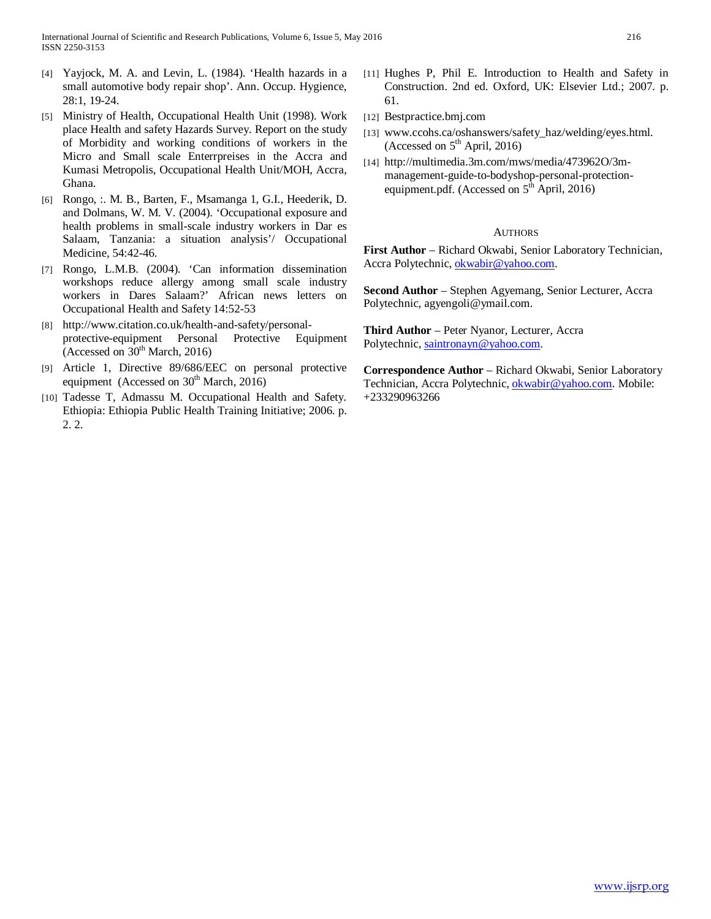[4] Yayjock, M. A. and Levin, L. (1984). 'Health hazards in a small automotive body repair shop'. Ann. Occup. Hygience, 28:1, 19-24.

[5] Ministry of Health, Occupational Health Unit (1998). Work place Health and safety Hazards Survey. Report on the study of Morbidity and working conditions of workers in the Micro and Small scale Enterrpreises in the Accra and Kumasi Metropolis, Occupational Health Unit/MOH, Accra, Ghana.

[6] Rongo, :. M. B., Barten, F., Msamanga 1, G.I., Heederik, D. and Dolmans, W. M. V. (2004). 'Occupational exposure and health problems in small-scale industry workers in Dar es Salaam, Tanzania: a situation analysis'/ Occupational Medicine, 54:42-46.

[7] Rongo, L.M.B. (2004). 'Can information dissemination workshops reduce allergy among small scale industry workers in Dares Salaam?' African news letters on Occupational Health and Safety 14:52-53

[8] http://www.citation.co.uk/health-and-safety/personal-protective-equipment Personal Protective Equipment (Accessed on 30th March, 2016)

[9] Article 1, Directive 89/686/EEC on personal protective equipment (Accessed on 30th March, 2016)

[10] Tadesse T, Admassu M. Occupational Health and Safety. Ethiopia: Ethiopia Public Health Training Initiative; 2006. p. 2. 2.

[11] Hughes P, Phil E. Introduction to Health and Safety in Construction. 2nd ed. Oxford, UK: Elsevier Ltd.; 2007. p. 61.

[12] Bestpractice.bmj.com

[13] www.ccohs.ca/oshanswers/safety_haz/welding/eyes.html. (Accessed on 5th April, 2016)

[14] http://multimedia.3m.com/mws/media/473962O/3m-management-guide-to-bodyshop-personal-protection-equipment.pdf. (Accessed on 5th April, 2016)

## Authors

**First Author** – Richard Okwabi, Senior Laboratory Technician, Accra Polytechnic, okwabir@yahoo.com.

**Second Author** – Stephen Agyemang, Senior Lecturer, Accra Polytechnic, agyengoli@ymail.com.

**Third Author** – Peter Nyanor, Lecturer, Accra Polytechnic, saintronayn@yahoo.com.

**Correspondence Author** – Richard Okwabi, Senior Laboratory Technician, Accra Polytechnic, okwabir@yahoo.com. Mobile: +233290963266